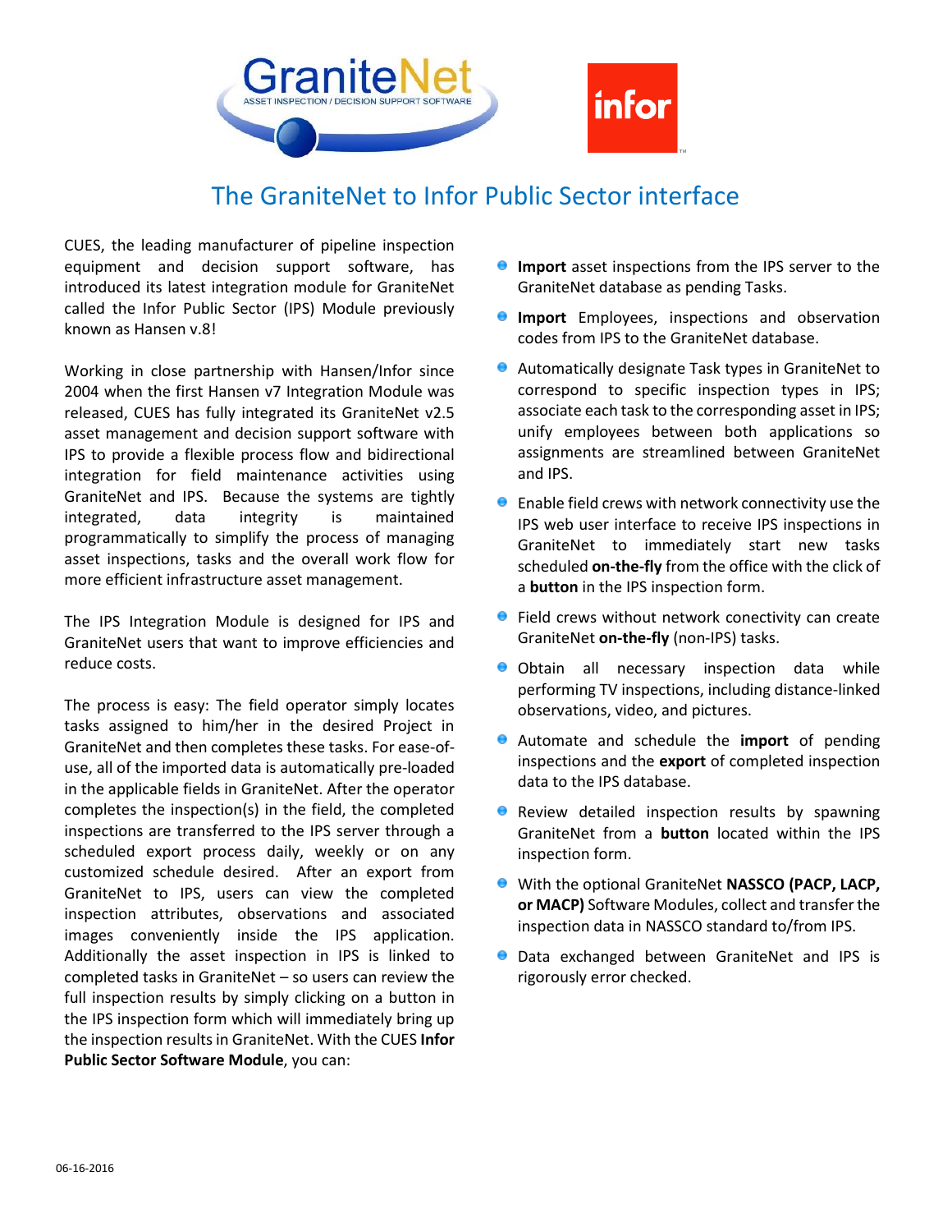# The GraniteNet to Infor Public Sector interface

CUES, the leading manufacturer of pipeline inspection equipment and decision support software, has introduced its latest integration module for GraniteNet called the Infor Public Sector (IPS) Module previously known as Hansen v.8!

Working in close partnership with Hansen/Infor since 2004 when the first Hansen v7 Integration Module was released, CUES has fully integrated its GraniteNet v2.5 asset management and decision support software with IPS to provide a flexible process flow and bidirectional integration for field maintenance activities using GraniteNet and IPS. Because the systems are tightly integrated, data integrity is maintained programmatically to simplify the process of managing asset inspections, tasks and the overall work flow for more efficient infrastructure asset management.

The IPS Integration Module is designed for IPS and GraniteNet users that want to improve efficiencies and reduce costs.

The process is easy: The field operator simply locates tasks assigned to him/her in the desired Project in GraniteNet and then completes these tasks. For ease-of-use, all of the imported data is automatically pre-loaded in the applicable fields in GraniteNet. After the operator completes the inspection(s) in the field, the completed inspections are transferred to the IPS server through a scheduled export process daily, weekly or on any customized schedule desired. After an export from GraniteNet to IPS, users can view the completed inspection attributes, observations and associated images conveniently inside the IPS application. Additionally the asset inspection in IPS is linked to completed tasks in GraniteNet – so users can review the full inspection results by simply clicking on a button in the IPS inspection form which will immediately bring up the inspection results in GraniteNet. With the CUES **Infor Public Sector Software Module**, you can:

- **Import** asset inspections from the IPS server to the GraniteNet database as pending Tasks.
- **Import** Employees, inspections and observation codes from IPS to the GraniteNet database.
- Automatically designate Task types in GraniteNet to correspond to specific inspection types in IPS; associate each task to the corresponding asset in IPS; unify employees between both applications so assignments are streamlined between GraniteNet and IPS.
- Enable field crews with network connectivity use the IPS web user interface to receive IPS inspections in GraniteNet to immediately start new tasks scheduled **on-the-fly** from the office with the click of a **button** in the IPS inspection form.
- Field crews without network conectivity can create GraniteNet **on-the-fly** (non-IPS) tasks.
- Obtain all necessary inspection data while performing TV inspections, including distance-linked observations, video, and pictures.
- Automate and schedule the **import** of pending inspections and the **export** of completed inspection data to the IPS database.
- Review detailed inspection results by spawning GraniteNet from a **button** located within the IPS inspection form.
- With the optional GraniteNet **NASSCO (PACP, LACP, or MACP)** Software Modules, collect and transfer the inspection data in NASSCO standard to/from IPS.
- Data exchanged between GraniteNet and IPS is rigorously error checked.

06-16-2016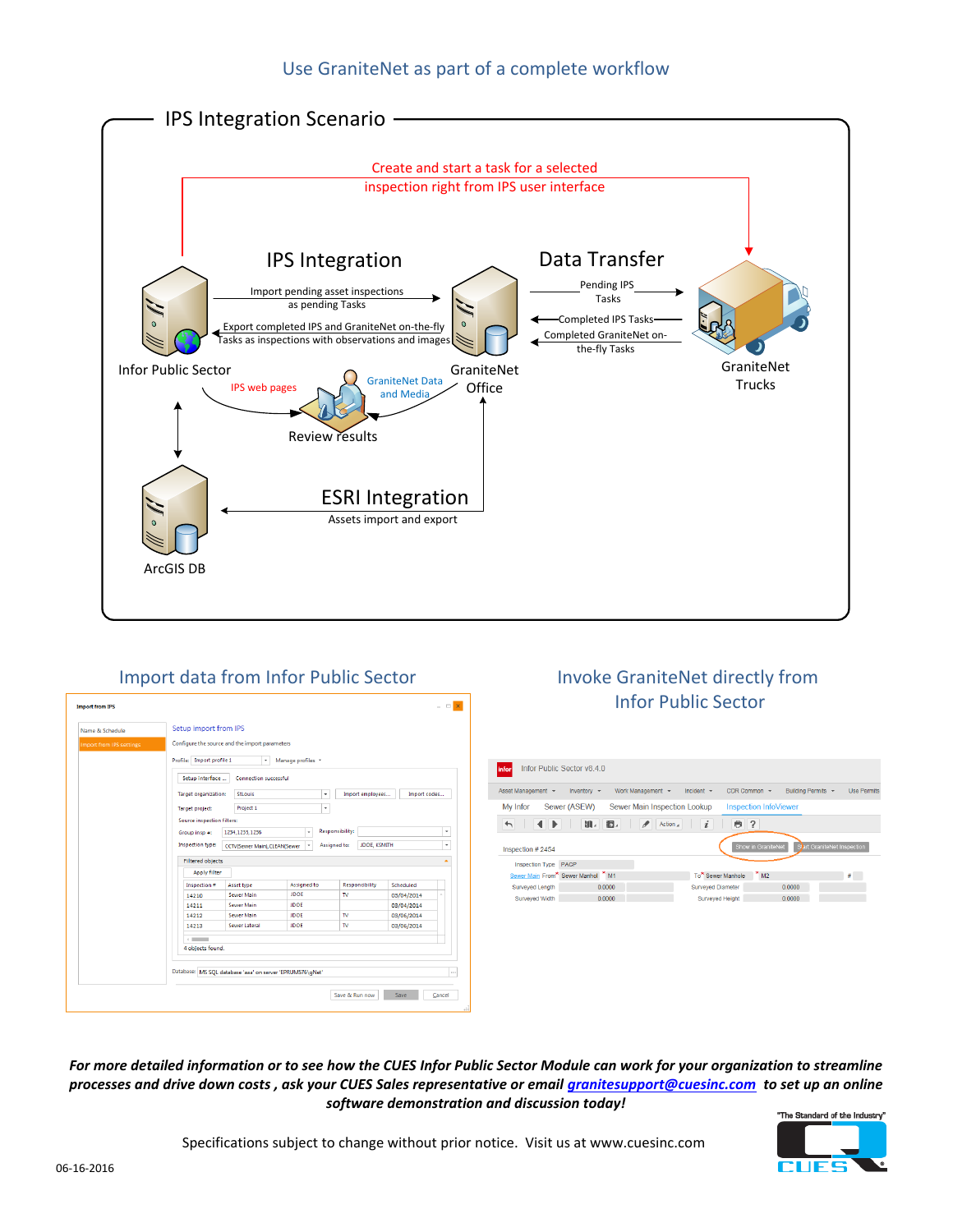## Use GraniteNet as part of a complete workflow

### IPS Integration Scenario

Create and start a task for a selected inspection right from IPS user interface

IPS Integration

Import pending asset inspections as pending Tasks

Export completed IPS and GraniteNet on-the-fly Tasks as inspections with observations and images

Data Transfer

Pending IPS Tasks

Completed IPS Tasks

Completed GraniteNet on-the-fly Tasks

Infor Public Sector

GraniteNet Office

GraniteNet Trucks

IPS web pages

GraniteNet Data and Media

Review results

ESRI Integration

Assets import and export

ArcGIS DB

### Import data from Infor Public Sector

### Invoke GraniteNet directly from Infor Public Sector

***For more detailed information or to see how the CUES Infor Public Sector Module can work for your organization to streamline processes and drive down costs , ask your CUES Sales representative or email [granitesupport@cuesinc.com](mailto:granitesupport@cuesinc.com) to set up an online software demonstration and discussion today!***

Specifications subject to change without notice. Visit us at www.cuesinc.com

"The Standard of the Industry"

CUES

06-16-2016